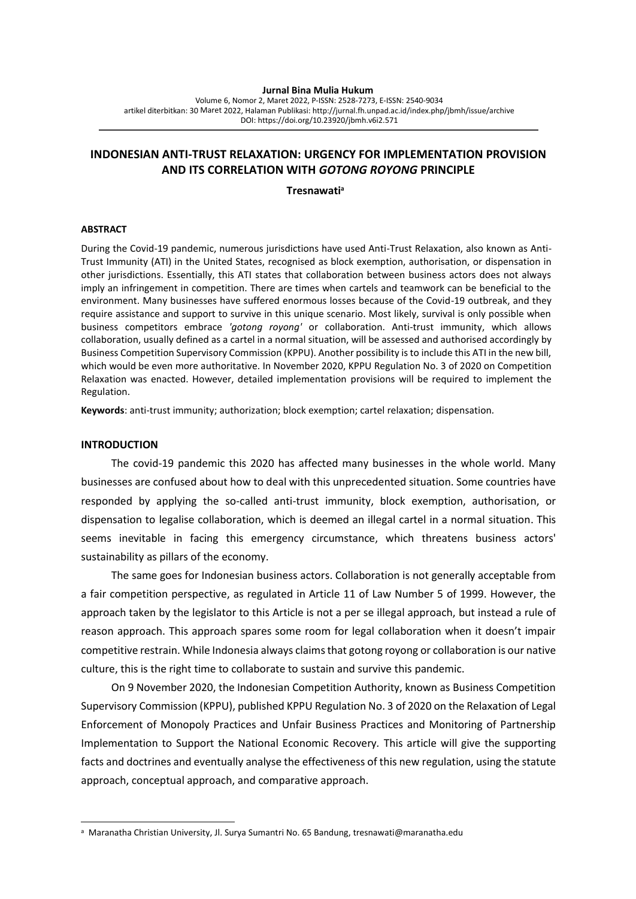**Jurnal Bina Mulia Hukum**
Volume 6, Nomor 2, Maret 2022, P-ISSN: 2528-7273, E-ISSN: 2540-9034
artikel diterbitkan: 30 Maret 2022, Halaman Publikasi: http://jurnal.fh.unpad.ac.id/index.php/jbmh/issue/archive
DOI: https://doi.org/10.23920/jbmh.v6i2.571

# INDONESIAN ANTI-TRUST RELAXATION: URGENCY FOR IMPLEMENTATION PROVISION AND ITS CORRELATION WITH *GOTONG ROYONG* PRINCIPLE

**Tresnawati**[a]

## ABSTRACT

During the Covid-19 pandemic, numerous jurisdictions have used Anti-Trust Relaxation, also known as Anti-Trust Immunity (ATI) in the United States, recognised as block exemption, authorisation, or dispensation in other jurisdictions. Essentially, this ATI states that collaboration between business actors does not always imply an infringement in competition. There are times when cartels and teamwork can be beneficial to the environment. Many businesses have suffered enormous losses because of the Covid-19 outbreak, and they require assistance and support to survive in this unique scenario. Most likely, survival is only possible when business competitors embrace *'gotong royong'* or collaboration. Anti-trust immunity, which allows collaboration, usually defined as a cartel in a normal situation, will be assessed and authorised accordingly by Business Competition Supervisory Commission (KPPU). Another possibility is to include this ATI in the new bill, which would be even more authoritative. In November 2020, KPPU Regulation No. 3 of 2020 on Competition Relaxation was enacted. However, detailed implementation provisions will be required to implement the Regulation.

**Keywords**: anti-trust immunity; authorization; block exemption; cartel relaxation; dispensation.

## INTRODUCTION

The covid-19 pandemic this 2020 has affected many businesses in the whole world. Many businesses are confused about how to deal with this unprecedented situation. Some countries have responded by applying the so-called anti-trust immunity, block exemption, authorisation, or dispensation to legalise collaboration, which is deemed an illegal cartel in a normal situation. This seems inevitable in facing this emergency circumstance, which threatens business actors' sustainability as pillars of the economy.

The same goes for Indonesian business actors. Collaboration is not generally acceptable from a fair competition perspective, as regulated in Article 11 of Law Number 5 of 1999. However, the approach taken by the legislator to this Article is not a per se illegal approach, but instead a rule of reason approach. This approach spares some room for legal collaboration when it doesn't impair competitive restrain. While Indonesia always claims that gotong royong or collaboration is our native culture, this is the right time to collaborate to sustain and survive this pandemic.

On 9 November 2020, the Indonesian Competition Authority, known as Business Competition Supervisory Commission (KPPU), published KPPU Regulation No. 3 of 2020 on the Relaxation of Legal Enforcement of Monopoly Practices and Unfair Business Practices and Monitoring of Partnership Implementation to Support the National Economic Recovery. This article will give the supporting facts and doctrines and eventually analyse the effectiveness of this new regulation, using the statute approach, conceptual approach, and comparative approach.

[a] Maranatha Christian University, Jl. Surya Sumantri No. 65 Bandung, tresnawati@maranatha.edu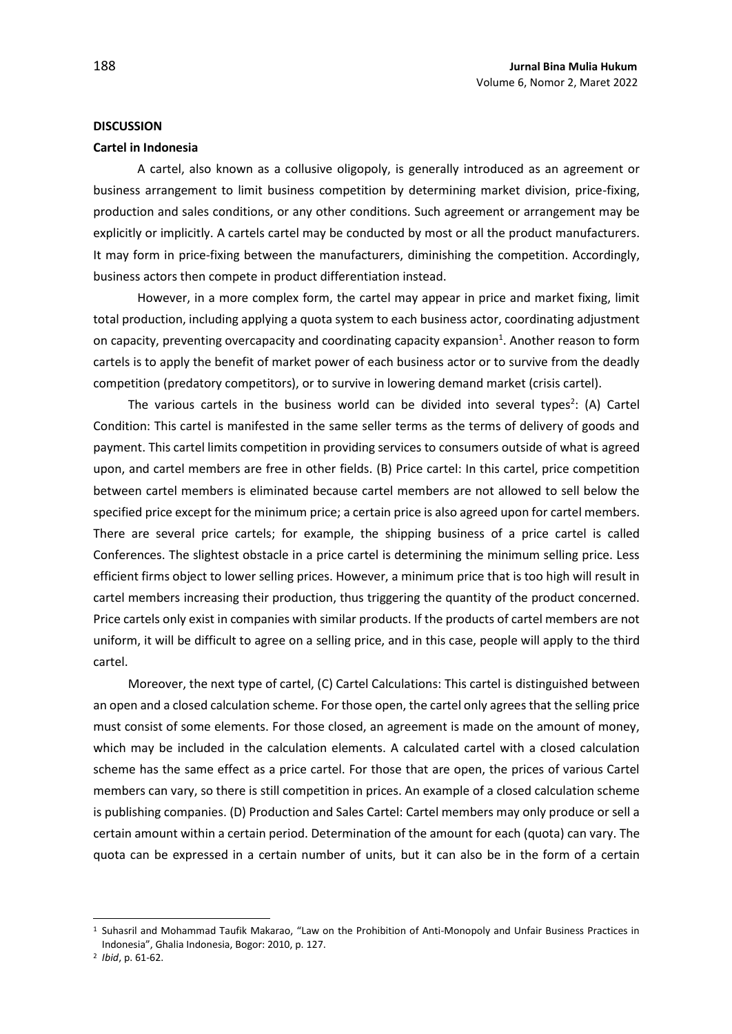## DISCUSSION

### Cartel in Indonesia

A cartel, also known as a collusive oligopoly, is generally introduced as an agreement or business arrangement to limit business competition by determining market division, price-fixing, production and sales conditions, or any other conditions. Such agreement or arrangement may be explicitly or implicitly. A cartels cartel may be conducted by most or all the product manufacturers. It may form in price-fixing between the manufacturers, diminishing the competition. Accordingly, business actors then compete in product differentiation instead.

However, in a more complex form, the cartel may appear in price and market fixing, limit total production, including applying a quota system to each business actor, coordinating adjustment on capacity, preventing overcapacity and coordinating capacity expansion[1]. Another reason to form cartels is to apply the benefit of market power of each business actor or to survive from the deadly competition (predatory competitors), or to survive in lowering demand market (crisis cartel).

The various cartels in the business world can be divided into several types[2]: (A) Cartel Condition: This cartel is manifested in the same seller terms as the terms of delivery of goods and payment. This cartel limits competition in providing services to consumers outside of what is agreed upon, and cartel members are free in other fields. (B) Price cartel: In this cartel, price competition between cartel members is eliminated because cartel members are not allowed to sell below the specified price except for the minimum price; a certain price is also agreed upon for cartel members. There are several price cartels; for example, the shipping business of a price cartel is called Conferences. The slightest obstacle in a price cartel is determining the minimum selling price. Less efficient firms object to lower selling prices. However, a minimum price that is too high will result in cartel members increasing their production, thus triggering the quantity of the product concerned. Price cartels only exist in companies with similar products. If the products of cartel members are not uniform, it will be difficult to agree on a selling price, and in this case, people will apply to the third cartel.

Moreover, the next type of cartel, (C) Cartel Calculations: This cartel is distinguished between an open and a closed calculation scheme. For those open, the cartel only agrees that the selling price must consist of some elements. For those closed, an agreement is made on the amount of money, which may be included in the calculation elements. A calculated cartel with a closed calculation scheme has the same effect as a price cartel. For those that are open, the prices of various Cartel members can vary, so there is still competition in prices. An example of a closed calculation scheme is publishing companies. (D) Production and Sales Cartel: Cartel members may only produce or sell a certain amount within a certain period. Determination of the amount for each (quota) can vary. The quota can be expressed in a certain number of units, but it can also be in the form of a certain

---

[1] Suhasril and Mohammad Taufik Makarao, "Law on the Prohibition of Anti-Monopoly and Unfair Business Practices in Indonesia", Ghalia Indonesia, Bogor: 2010, p. 127.

[2] *Ibid*, p. 61-62.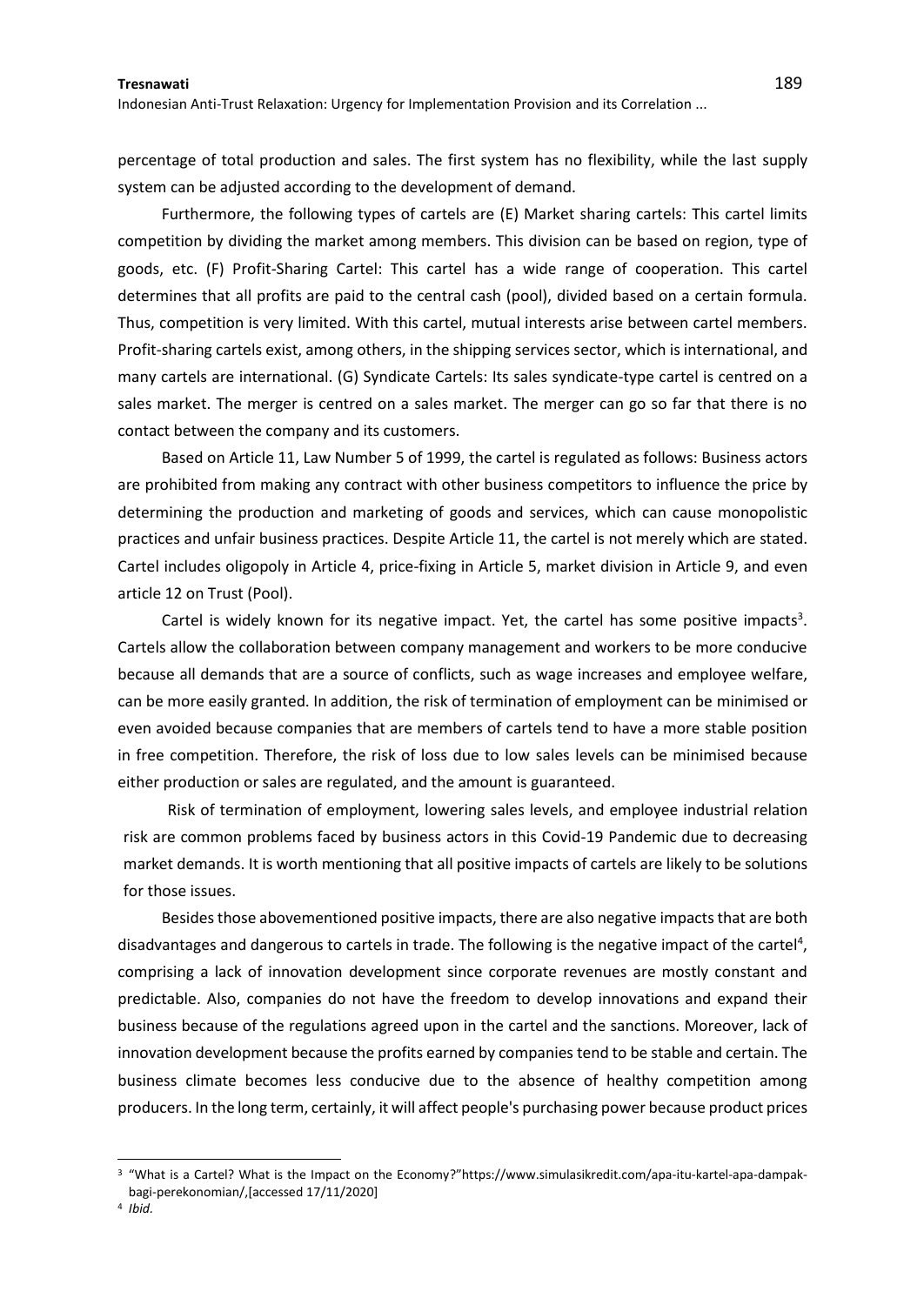percentage of total production and sales. The first system has no flexibility, while the last supply system can be adjusted according to the development of demand.

Furthermore, the following types of cartels are (E) Market sharing cartels: This cartel limits competition by dividing the market among members. This division can be based on region, type of goods, etc. (F) Profit-Sharing Cartel: This cartel has a wide range of cooperation. This cartel determines that all profits are paid to the central cash (pool), divided based on a certain formula. Thus, competition is very limited. With this cartel, mutual interests arise between cartel members. Profit-sharing cartels exist, among others, in the shipping services sector, which is international, and many cartels are international. (G) Syndicate Cartels: Its sales syndicate-type cartel is centred on a sales market. The merger is centred on a sales market. The merger can go so far that there is no contact between the company and its customers.

Based on Article 11, Law Number 5 of 1999, the cartel is regulated as follows: Business actors are prohibited from making any contract with other business competitors to influence the price by determining the production and marketing of goods and services, which can cause monopolistic practices and unfair business practices. Despite Article 11, the cartel is not merely which are stated. Cartel includes oligopoly in Article 4, price-fixing in Article 5, market division in Article 9, and even article 12 on Trust (Pool).

Cartel is widely known for its negative impact. Yet, the cartel has some positive impacts[3]. Cartels allow the collaboration between company management and workers to be more conducive because all demands that are a source of conflicts, such as wage increases and employee welfare, can be more easily granted. In addition, the risk of termination of employment can be minimised or even avoided because companies that are members of cartels tend to have a more stable position in free competition. Therefore, the risk of loss due to low sales levels can be minimised because either production or sales are regulated, and the amount is guaranteed.

Risk of termination of employment, lowering sales levels, and employee industrial relation risk are common problems faced by business actors in this Covid-19 Pandemic due to decreasing market demands. It is worth mentioning that all positive impacts of cartels are likely to be solutions for those issues.

Besides those abovementioned positive impacts, there are also negative impacts that are both disadvantages and dangerous to cartels in trade. The following is the negative impact of the cartel[4], comprising a lack of innovation development since corporate revenues are mostly constant and predictable. Also, companies do not have the freedom to develop innovations and expand their business because of the regulations agreed upon in the cartel and the sanctions. Moreover, lack of innovation development because the profits earned by companies tend to be stable and certain. The business climate becomes less conducive due to the absence of healthy competition among producers. In the long term, certainly, it will affect people's purchasing power because product prices

---

[3] "What is a Cartel? What is the Impact on the Economy?"https://www.simulasikredit.com/apa-itu-kartel-apa-dampak-bagi-perekonomian/,[accessed 17/11/2020]

[4] *Ibid.*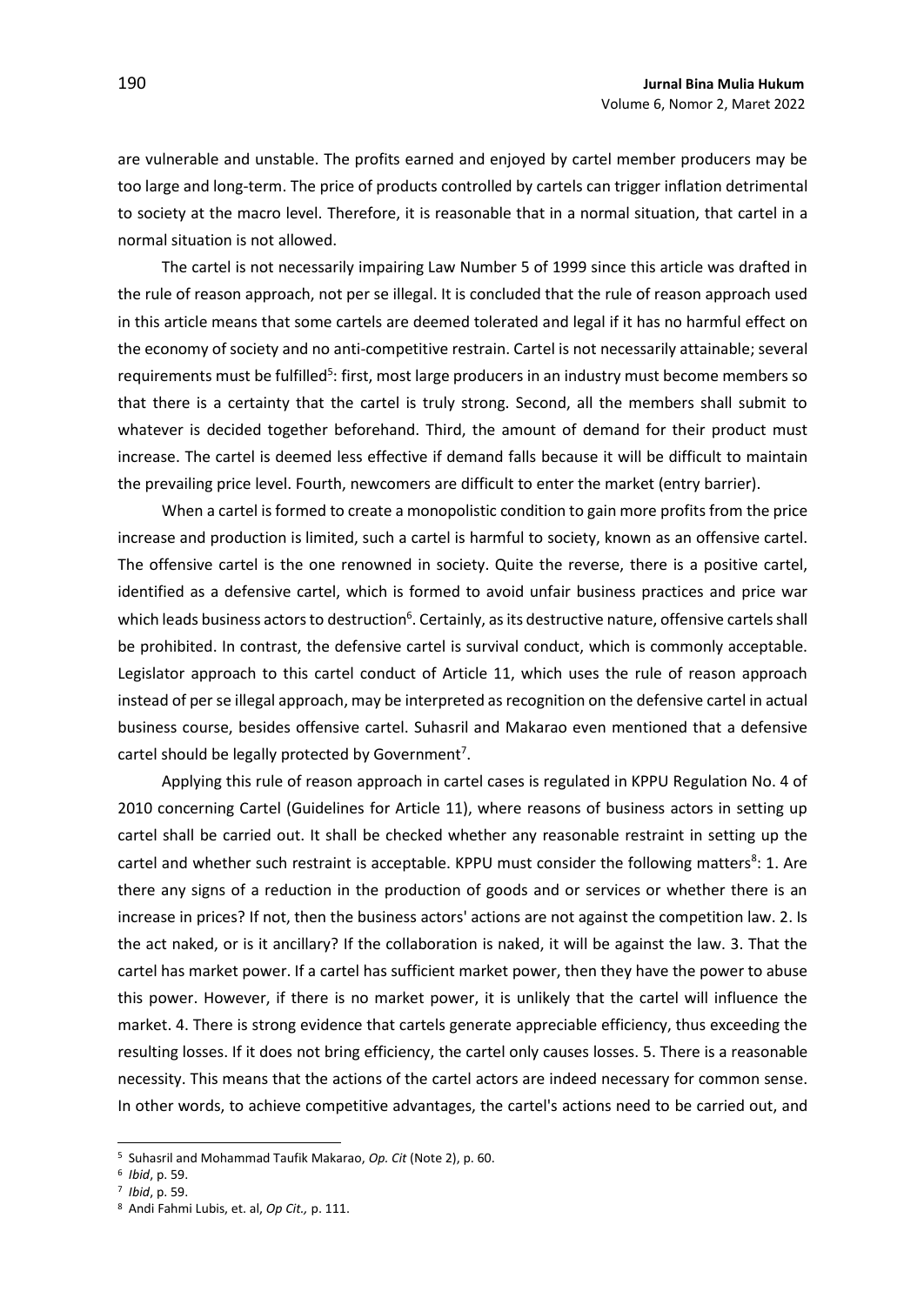are vulnerable and unstable. The profits earned and enjoyed by cartel member producers may be too large and long-term. The price of products controlled by cartels can trigger inflation detrimental to society at the macro level. Therefore, it is reasonable that in a normal situation, that cartel in a normal situation is not allowed.

The cartel is not necessarily impairing Law Number 5 of 1999 since this article was drafted in the rule of reason approach, not per se illegal. It is concluded that the rule of reason approach used in this article means that some cartels are deemed tolerated and legal if it has no harmful effect on the economy of society and no anti-competitive restrain. Cartel is not necessarily attainable; several requirements must be fulfilled[5]: first, most large producers in an industry must become members so that there is a certainty that the cartel is truly strong. Second, all the members shall submit to whatever is decided together beforehand. Third, the amount of demand for their product must increase. The cartel is deemed less effective if demand falls because it will be difficult to maintain the prevailing price level. Fourth, newcomers are difficult to enter the market (entry barrier).

When a cartel is formed to create a monopolistic condition to gain more profits from the price increase and production is limited, such a cartel is harmful to society, known as an offensive cartel. The offensive cartel is the one renowned in society. Quite the reverse, there is a positive cartel, identified as a defensive cartel, which is formed to avoid unfair business practices and price war which leads business actors to destruction[6]. Certainly, as its destructive nature, offensive cartels shall be prohibited. In contrast, the defensive cartel is survival conduct, which is commonly acceptable. Legislator approach to this cartel conduct of Article 11, which uses the rule of reason approach instead of per se illegal approach, may be interpreted as recognition on the defensive cartel in actual business course, besides offensive cartel. Suhasril and Makarao even mentioned that a defensive cartel should be legally protected by Government[7].

Applying this rule of reason approach in cartel cases is regulated in KPPU Regulation No. 4 of 2010 concerning Cartel (Guidelines for Article 11), where reasons of business actors in setting up cartel shall be carried out. It shall be checked whether any reasonable restraint in setting up the cartel and whether such restraint is acceptable. KPPU must consider the following matters[8]: 1. Are there any signs of a reduction in the production of goods and or services or whether there is an increase in prices? If not, then the business actors' actions are not against the competition law. 2. Is the act naked, or is it ancillary? If the collaboration is naked, it will be against the law. 3. That the cartel has market power. If a cartel has sufficient market power, then they have the power to abuse this power. However, if there is no market power, it is unlikely that the cartel will influence the market. 4. There is strong evidence that cartels generate appreciable efficiency, thus exceeding the resulting losses. If it does not bring efficiency, the cartel only causes losses. 5. There is a reasonable necessity. This means that the actions of the cartel actors are indeed necessary for common sense. In other words, to achieve competitive advantages, the cartel's actions need to be carried out, and

---

[5] Suhasril and Mohammad Taufik Makarao, *Op. Cit* (Note 2), p. 60.

[6] *Ibid*, p. 59.

[7] *Ibid*, p. 59.

[8] Andi Fahmi Lubis, et. al, *Op Cit.,* p. 111.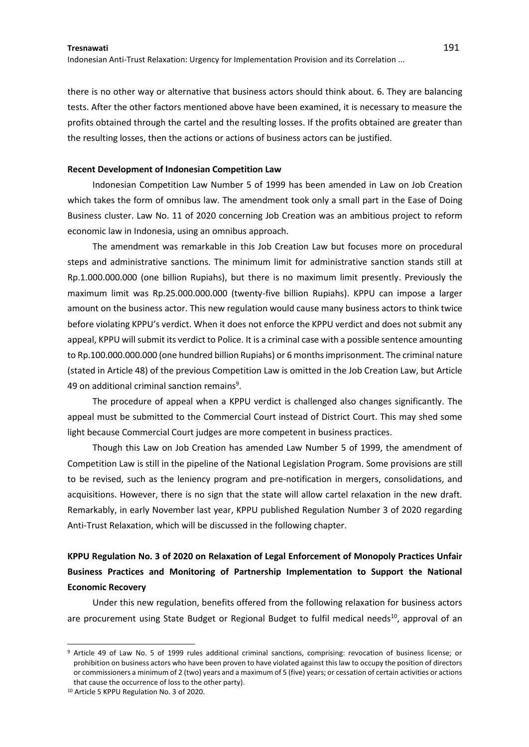there is no other way or alternative that business actors should think about. 6. They are balancing tests. After the other factors mentioned above have been examined, it is necessary to measure the profits obtained through the cartel and the resulting losses. If the profits obtained are greater than the resulting losses, then the actions or actions of business actors can be justified.

**Recent Development of Indonesian Competition Law**

Indonesian Competition Law Number 5 of 1999 has been amended in Law on Job Creation which takes the form of omnibus law. The amendment took only a small part in the Ease of Doing Business cluster. Law No. 11 of 2020 concerning Job Creation was an ambitious project to reform economic law in Indonesia, using an omnibus approach.

The amendment was remarkable in this Job Creation Law but focuses more on procedural steps and administrative sanctions. The minimum limit for administrative sanction stands still at Rp.1.000.000.000 (one billion Rupiahs), but there is no maximum limit presently. Previously the maximum limit was Rp.25.000.000.000 (twenty-five billion Rupiahs). KPPU can impose a larger amount on the business actor. This new regulation would cause many business actors to think twice before violating KPPU's verdict. When it does not enforce the KPPU verdict and does not submit any appeal, KPPU will submit its verdict to Police. It is a criminal case with a possible sentence amounting to Rp.100.000.000.000 (one hundred billion Rupiahs) or 6 months imprisonment. The criminal nature (stated in Article 48) of the previous Competition Law is omitted in the Job Creation Law, but Article 49 on additional criminal sanction remains[9].

The procedure of appeal when a KPPU verdict is challenged also changes significantly. The appeal must be submitted to the Commercial Court instead of District Court. This may shed some light because Commercial Court judges are more competent in business practices.

Though this Law on Job Creation has amended Law Number 5 of 1999, the amendment of Competition Law is still in the pipeline of the National Legislation Program. Some provisions are still to be revised, such as the leniency program and pre-notification in mergers, consolidations, and acquisitions. However, there is no sign that the state will allow cartel relaxation in the new draft. Remarkably, in early November last year, KPPU published Regulation Number 3 of 2020 regarding Anti-Trust Relaxation, which will be discussed in the following chapter.

**KPPU Regulation No. 3 of 2020 on Relaxation of Legal Enforcement of Monopoly Practices Unfair Business Practices and Monitoring of Partnership Implementation to Support the National Economic Recovery**

Under this new regulation, benefits offered from the following relaxation for business actors are procurement using State Budget or Regional Budget to fulfil medical needs[10], approval of an

[9] Article 49 of Law No. 5 of 1999 rules additional criminal sanctions, comprising: revocation of business license; or prohibition on business actors who have been proven to have violated against this law to occupy the position of directors or commissioners a minimum of 2 (two) years and a maximum of 5 (five) years; or cessation of certain activities or actions that cause the occurrence of loss to the other party).

[10] Article 5 KPPU Regulation No. 3 of 2020.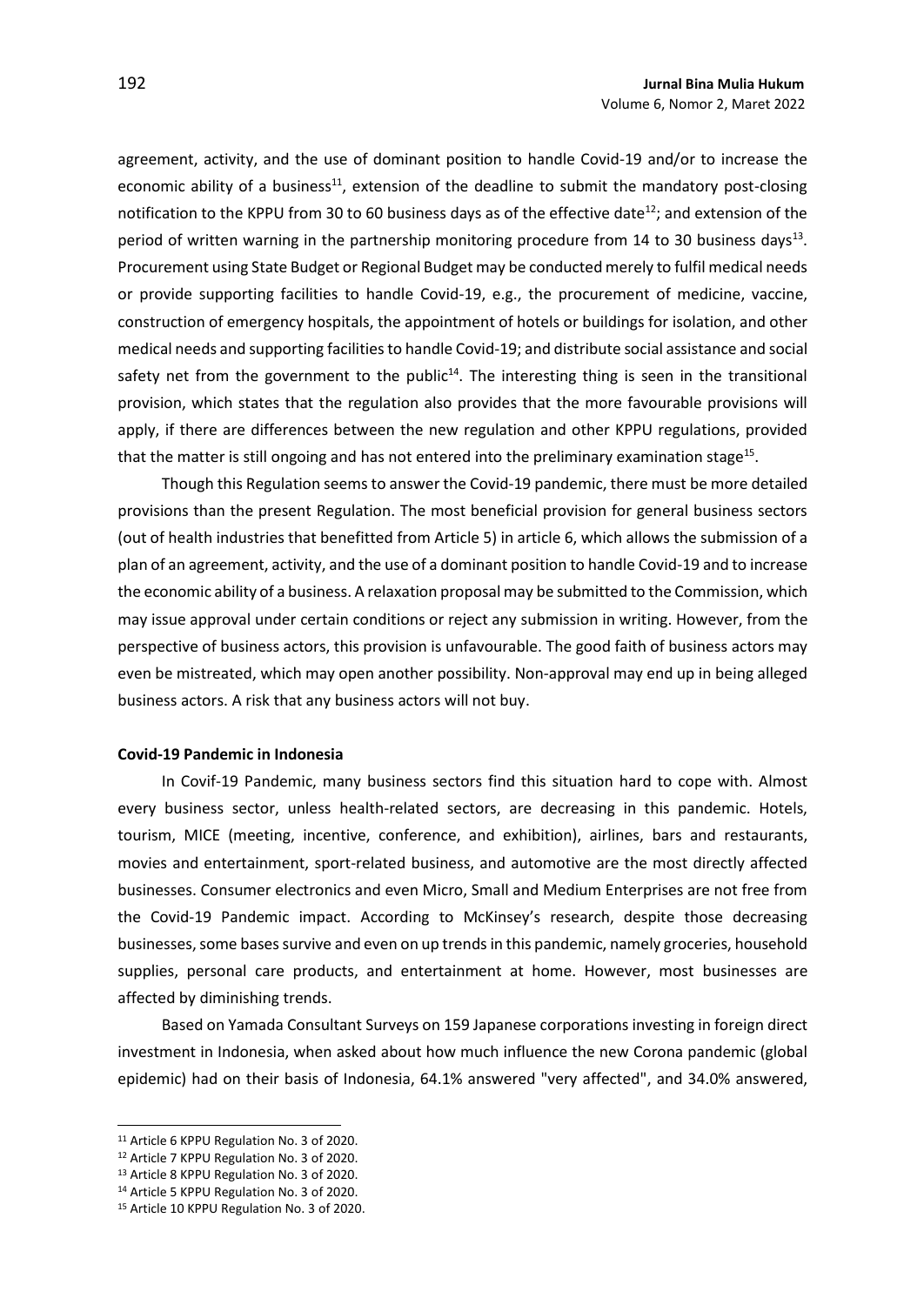agreement, activity, and the use of dominant position to handle Covid-19 and/or to increase the economic ability of a business[11], extension of the deadline to submit the mandatory post-closing notification to the KPPU from 30 to 60 business days as of the effective date[12]; and extension of the period of written warning in the partnership monitoring procedure from 14 to 30 business days[13]. Procurement using State Budget or Regional Budget may be conducted merely to fulfil medical needs or provide supporting facilities to handle Covid-19, e.g., the procurement of medicine, vaccine, construction of emergency hospitals, the appointment of hotels or buildings for isolation, and other medical needs and supporting facilities to handle Covid-19; and distribute social assistance and social safety net from the government to the public[14]. The interesting thing is seen in the transitional provision, which states that the regulation also provides that the more favourable provisions will apply, if there are differences between the new regulation and other KPPU regulations, provided that the matter is still ongoing and has not entered into the preliminary examination stage[15].

Though this Regulation seems to answer the Covid-19 pandemic, there must be more detailed provisions than the present Regulation. The most beneficial provision for general business sectors (out of health industries that benefitted from Article 5) in article 6, which allows the submission of a plan of an agreement, activity, and the use of a dominant position to handle Covid-19 and to increase the economic ability of a business. A relaxation proposal may be submitted to the Commission, which may issue approval under certain conditions or reject any submission in writing. However, from the perspective of business actors, this provision is unfavourable. The good faith of business actors may even be mistreated, which may open another possibility. Non-approval may end up in being alleged business actors. A risk that any business actors will not buy.

**Covid-19 Pandemic in Indonesia**

In Covif-19 Pandemic, many business sectors find this situation hard to cope with. Almost every business sector, unless health-related sectors, are decreasing in this pandemic. Hotels, tourism, MICE (meeting, incentive, conference, and exhibition), airlines, bars and restaurants, movies and entertainment, sport-related business, and automotive are the most directly affected businesses. Consumer electronics and even Micro, Small and Medium Enterprises are not free from the Covid-19 Pandemic impact. According to McKinsey's research, despite those decreasing businesses, some bases survive and even on up trends in this pandemic, namely groceries, household supplies, personal care products, and entertainment at home. However, most businesses are affected by diminishing trends.

Based on Yamada Consultant Surveys on 159 Japanese corporations investing in foreign direct investment in Indonesia, when asked about how much influence the new Corona pandemic (global epidemic) had on their basis of Indonesia, 64.1% answered "very affected", and 34.0% answered,

---

[11] Article 6 KPPU Regulation No. 3 of 2020.

[12] Article 7 KPPU Regulation No. 3 of 2020.

[13] Article 8 KPPU Regulation No. 3 of 2020.

[14] Article 5 KPPU Regulation No. 3 of 2020.

[15] Article 10 KPPU Regulation No. 3 of 2020.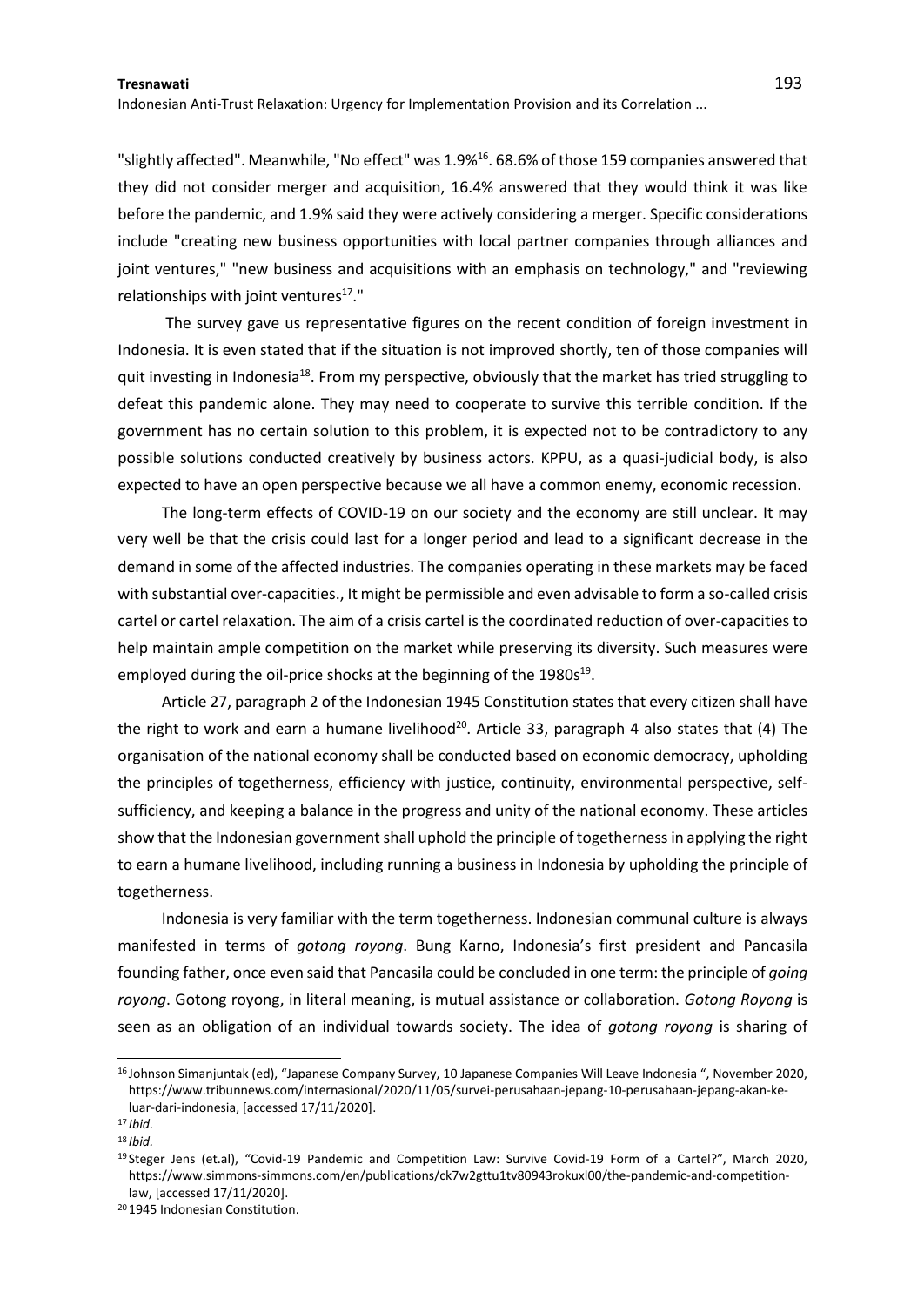"slightly affected". Meanwhile, "No effect" was 1.9%[16]. 68.6% of those 159 companies answered that they did not consider merger and acquisition, 16.4% answered that they would think it was like before the pandemic, and 1.9% said they were actively considering a merger. Specific considerations include "creating new business opportunities with local partner companies through alliances and joint ventures," "new business and acquisitions with an emphasis on technology," and "reviewing relationships with joint ventures[17]."

The survey gave us representative figures on the recent condition of foreign investment in Indonesia. It is even stated that if the situation is not improved shortly, ten of those companies will quit investing in Indonesia[18]. From my perspective, obviously that the market has tried struggling to defeat this pandemic alone. They may need to cooperate to survive this terrible condition. If the government has no certain solution to this problem, it is expected not to be contradictory to any possible solutions conducted creatively by business actors. KPPU, as a quasi-judicial body, is also expected to have an open perspective because we all have a common enemy, economic recession.

The long-term effects of COVID-19 on our society and the economy are still unclear. It may very well be that the crisis could last for a longer period and lead to a significant decrease in the demand in some of the affected industries. The companies operating in these markets may be faced with substantial over-capacities., It might be permissible and even advisable to form a so-called crisis cartel or cartel relaxation. The aim of a crisis cartel is the coordinated reduction of over-capacities to help maintain ample competition on the market while preserving its diversity. Such measures were employed during the oil-price shocks at the beginning of the 1980s[19].

Article 27, paragraph 2 of the Indonesian 1945 Constitution states that every citizen shall have the right to work and earn a humane livelihood[20]. Article 33, paragraph 4 also states that (4) The organisation of the national economy shall be conducted based on economic democracy, upholding the principles of togetherness, efficiency with justice, continuity, environmental perspective, self-sufficiency, and keeping a balance in the progress and unity of the national economy. These articles show that the Indonesian government shall uphold the principle of togetherness in applying the right to earn a humane livelihood, including running a business in Indonesia by upholding the principle of togetherness.

Indonesia is very familiar with the term togetherness. Indonesian communal culture is always manifested in terms of *gotong royong*. Bung Karno, Indonesia's first president and Pancasila founding father, once even said that Pancasila could be concluded in one term: the principle of *going royong*. Gotong royong, in literal meaning, is mutual assistance or collaboration. *Gotong Royong* is seen as an obligation of an individual towards society. The idea of *gotong royong* is sharing of

---

[16] Johnson Simanjuntak (ed), "Japanese Company Survey, 10 Japanese Companies Will Leave Indonesia ", November 2020, https://www.tribunnews.com/internasional/2020/11/05/survei-perusahaan-jepang-10-perusahaan-jepang-akan-ke-luar-dari-indonesia, [accessed 17/11/2020].

[17] *Ibid.*

[18] *Ibid.*

[19] Steger Jens (et.al), "Covid-19 Pandemic and Competition Law: Survive Covid-19 Form of a Cartel?", March 2020, https://www.simmons-simmons.com/en/publications/ck7w2gttu1tv80943rokuxl00/the-pandemic-and-competition-law, [accessed 17/11/2020].

[20] 1945 Indonesian Constitution.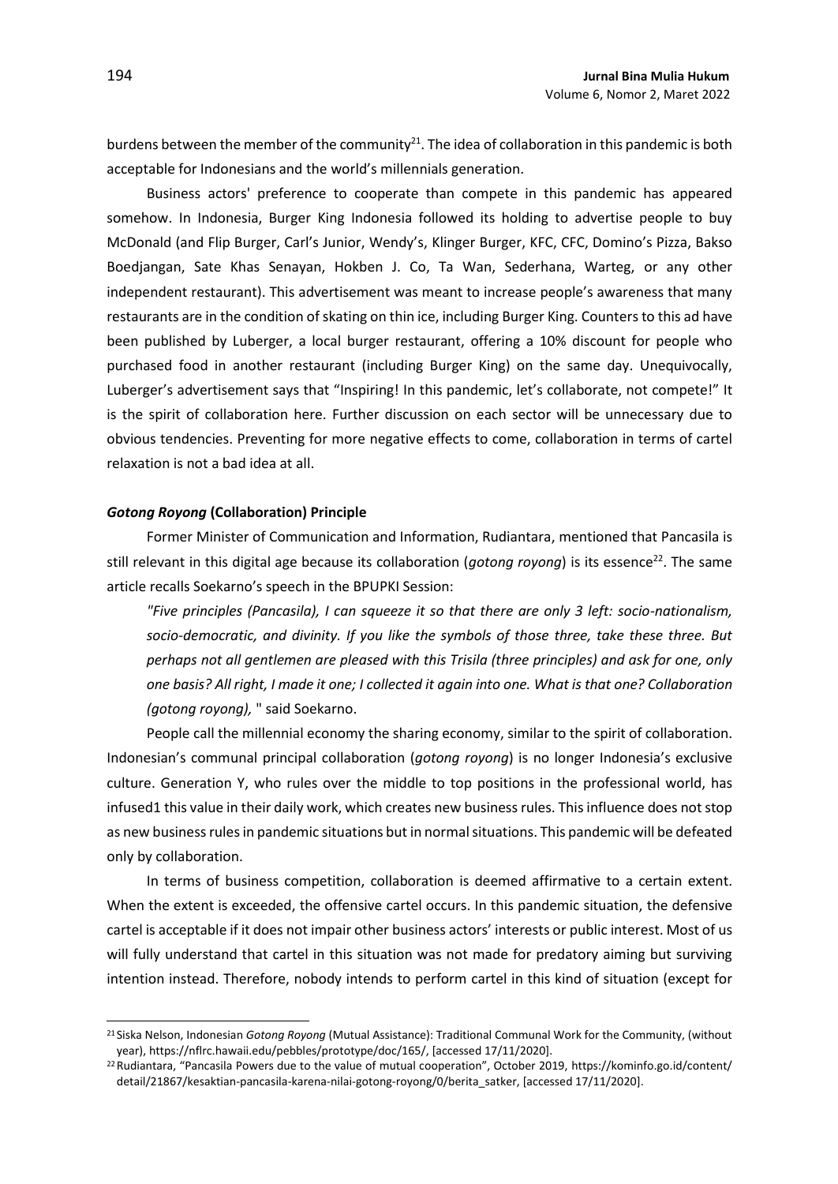burdens between the member of the community[21]. The idea of collaboration in this pandemic is both acceptable for Indonesians and the world's millennials generation.

Business actors' preference to cooperate than compete in this pandemic has appeared somehow. In Indonesia, Burger King Indonesia followed its holding to advertise people to buy McDonald (and Flip Burger, Carl's Junior, Wendy's, Klinger Burger, KFC, CFC, Domino's Pizza, Bakso Boedjangan, Sate Khas Senayan, Hokben J. Co, Ta Wan, Sederhana, Warteg, or any other independent restaurant). This advertisement was meant to increase people's awareness that many restaurants are in the condition of skating on thin ice, including Burger King. Counters to this ad have been published by Luberger, a local burger restaurant, offering a 10% discount for people who purchased food in another restaurant (including Burger King) on the same day. Unequivocally, Luberger's advertisement says that "Inspiring! In this pandemic, let's collaborate, not compete!" It is the spirit of collaboration here. Further discussion on each sector will be unnecessary due to obvious tendencies. Preventing for more negative effects to come, collaboration in terms of cartel relaxation is not a bad idea at all.

### ***Gotong Royong* (Collaboration) Principle**

Former Minister of Communication and Information, Rudiantara, mentioned that Pancasila is still relevant in this digital age because its collaboration (*gotong royong*) is its essence[22]. The same article recalls Soekarno's speech in the BPUPKI Session:

> *"Five principles (Pancasila), I can squeeze it so that there are only 3 left: socio-nationalism, socio-democratic, and divinity. If you like the symbols of those three, take these three. But perhaps not all gentlemen are pleased with this Trisila (three principles) and ask for one, only one basis? All right, I made it one; I collected it again into one. What is that one? Collaboration (gotong royong),* " said Soekarno.

People call the millennial economy the sharing economy, similar to the spirit of collaboration. Indonesian's communal principal collaboration (*gotong royong*) is no longer Indonesia's exclusive culture. Generation Y, who rules over the middle to top positions in the professional world, has infused1 this value in their daily work, which creates new business rules. This influence does not stop as new business rules in pandemic situations but in normal situations. This pandemic will be defeated only by collaboration.

In terms of business competition, collaboration is deemed affirmative to a certain extent. When the extent is exceeded, the offensive cartel occurs. In this pandemic situation, the defensive cartel is acceptable if it does not impair other business actors' interests or public interest. Most of us will fully understand that cartel in this situation was not made for predatory aiming but surviving intention instead. Therefore, nobody intends to perform cartel in this kind of situation (except for

---

[21] Siska Nelson, Indonesian *Gotong Royong* (Mutual Assistance): Traditional Communal Work for the Community, (without year), https://nflrc.hawaii.edu/pebbles/prototype/doc/165/, [accessed 17/11/2020].

[22] Rudiantara, "Pancasila Powers due to the value of mutual cooperation", October 2019, https://kominfo.go.id/content/detail/21867/kesaktian-pancasila-karena-nilai-gotong-royong/0/berita_satker, [accessed 17/11/2020].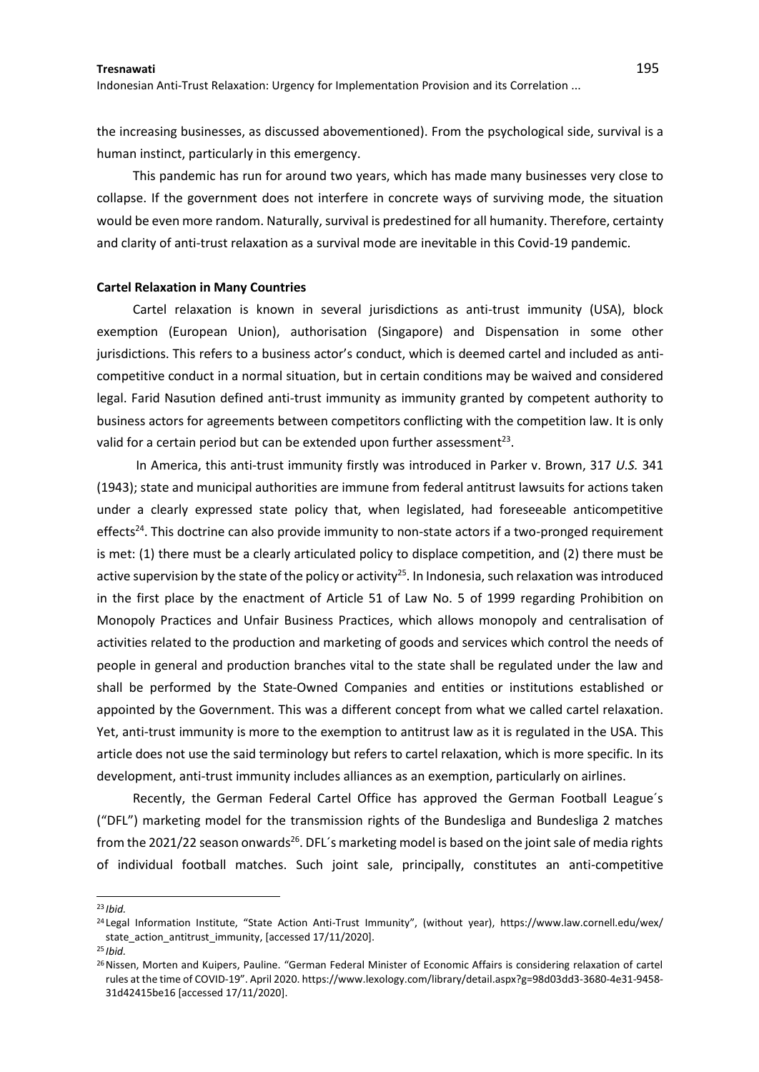the increasing businesses, as discussed abovementioned). From the psychological side, survival is a human instinct, particularly in this emergency.

This pandemic has run for around two years, which has made many businesses very close to collapse. If the government does not interfere in concrete ways of surviving mode, the situation would be even more random. Naturally, survival is predestined for all humanity. Therefore, certainty and clarity of anti-trust relaxation as a survival mode are inevitable in this Covid-19 pandemic.

**Cartel Relaxation in Many Countries**

Cartel relaxation is known in several jurisdictions as anti-trust immunity (USA), block exemption (European Union), authorisation (Singapore) and Dispensation in some other jurisdictions. This refers to a business actor's conduct, which is deemed cartel and included as anti-competitive conduct in a normal situation, but in certain conditions may be waived and considered legal. Farid Nasution defined anti-trust immunity as immunity granted by competent authority to business actors for agreements between competitors conflicting with the competition law. It is only valid for a certain period but can be extended upon further assessment[23].

In America, this anti-trust immunity firstly was introduced in Parker v. Brown, 317 *U.S.* 341 (1943); state and municipal authorities are immune from federal antitrust lawsuits for actions taken under a clearly expressed state policy that, when legislated, had foreseeable anticompetitive effects[24]. This doctrine can also provide immunity to non-state actors if a two-pronged requirement is met: (1) there must be a clearly articulated policy to displace competition, and (2) there must be active supervision by the state of the policy or activity[25]. In Indonesia, such relaxation was introduced in the first place by the enactment of Article 51 of Law No. 5 of 1999 regarding Prohibition on Monopoly Practices and Unfair Business Practices, which allows monopoly and centralisation of activities related to the production and marketing of goods and services which control the needs of people in general and production branches vital to the state shall be regulated under the law and shall be performed by the State-Owned Companies and entities or institutions established or appointed by the Government. This was a different concept from what we called cartel relaxation. Yet, anti-trust immunity is more to the exemption to antitrust law as it is regulated in the USA. This article does not use the said terminology but refers to cartel relaxation, which is more specific. In its development, anti-trust immunity includes alliances as an exemption, particularly on airlines.

Recently, the German Federal Cartel Office has approved the German Football League´s ("DFL") marketing model for the transmission rights of the Bundesliga and Bundesliga 2 matches from the 2021/22 season onwards[26]. DFL´s marketing model is based on the joint sale of media rights of individual football matches. Such joint sale, principally, constitutes an anti-competitive

---

[23] *Ibid.*

[24] Legal Information Institute, "State Action Anti-Trust Immunity", (without year), https://www.law.cornell.edu/wex/state_action_antitrust_immunity, [accessed 17/11/2020].

[25] *Ibid.*

[26] Nissen, Morten and Kuipers, Pauline. "German Federal Minister of Economic Affairs is considering relaxation of cartel rules at the time of COVID-19". April 2020. https://www.lexology.com/library/detail.aspx?g=98d03dd3-3680-4e31-9458-31d42415be16 [accessed 17/11/2020].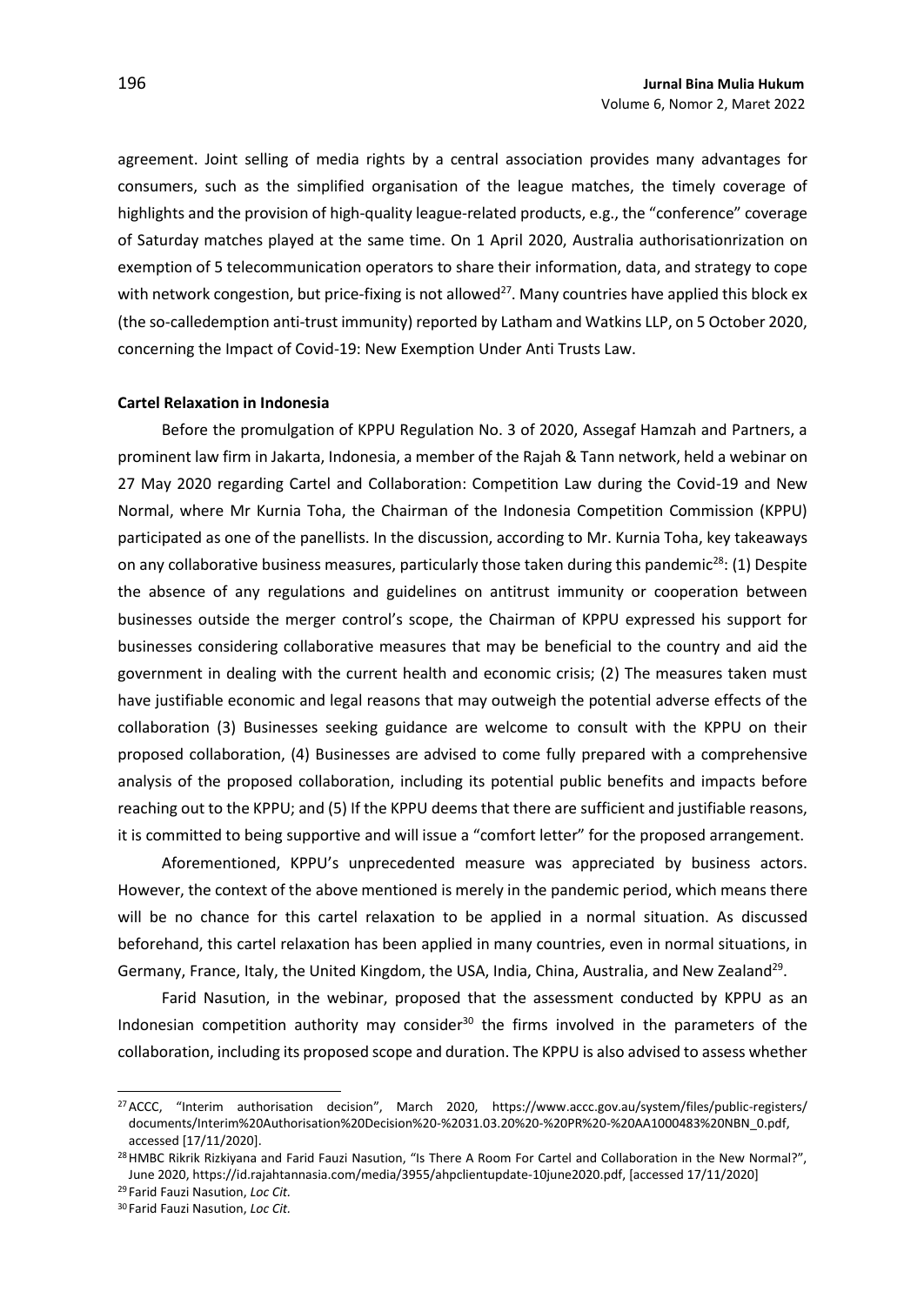agreement. Joint selling of media rights by a central association provides many advantages for consumers, such as the simplified organisation of the league matches, the timely coverage of highlights and the provision of high-quality league-related products, e.g., the "conference" coverage of Saturday matches played at the same time. On 1 April 2020, Australia authorisationrization on exemption of 5 telecommunication operators to share their information, data, and strategy to cope with network congestion, but price-fixing is not allowed[27]. Many countries have applied this block ex (the so-calledemption anti-trust immunity) reported by Latham and Watkins LLP, on 5 October 2020, concerning the Impact of Covid-19: New Exemption Under Anti Trusts Law.

**Cartel Relaxation in Indonesia**

Before the promulgation of KPPU Regulation No. 3 of 2020, Assegaf Hamzah and Partners, a prominent law firm in Jakarta, Indonesia, a member of the Rajah & Tann network, held a webinar on 27 May 2020 regarding Cartel and Collaboration: Competition Law during the Covid-19 and New Normal, where Mr Kurnia Toha, the Chairman of the Indonesia Competition Commission (KPPU) participated as one of the panellists. In the discussion, according to Mr. Kurnia Toha, key takeaways on any collaborative business measures, particularly those taken during this pandemic[28]: (1) Despite the absence of any regulations and guidelines on antitrust immunity or cooperation between businesses outside the merger control's scope, the Chairman of KPPU expressed his support for businesses considering collaborative measures that may be beneficial to the country and aid the government in dealing with the current health and economic crisis; (2) The measures taken must have justifiable economic and legal reasons that may outweigh the potential adverse effects of the collaboration (3) Businesses seeking guidance are welcome to consult with the KPPU on their proposed collaboration, (4) Businesses are advised to come fully prepared with a comprehensive analysis of the proposed collaboration, including its potential public benefits and impacts before reaching out to the KPPU; and (5) If the KPPU deems that there are sufficient and justifiable reasons, it is committed to being supportive and will issue a "comfort letter" for the proposed arrangement.

Aforementioned, KPPU's unprecedented measure was appreciated by business actors. However, the context of the above mentioned is merely in the pandemic period, which means there will be no chance for this cartel relaxation to be applied in a normal situation. As discussed beforehand, this cartel relaxation has been applied in many countries, even in normal situations, in Germany, France, Italy, the United Kingdom, the USA, India, China, Australia, and New Zealand[29].

Farid Nasution, in the webinar, proposed that the assessment conducted by KPPU as an Indonesian competition authority may consider[30] the firms involved in the parameters of the collaboration, including its proposed scope and duration. The KPPU is also advised to assess whether

---

[27] ACCC, "Interim authorisation decision", March 2020, https://www.accc.gov.au/system/files/public-registers/documents/Interim%20Authorisation%20Decision%20-%2031.03.20%20-%20PR%20-%20AA1000483%20NBN_0.pdf, accessed [17/11/2020].

[28] HMBC Rikrik Rizkiyana and Farid Fauzi Nasution, "Is There A Room For Cartel and Collaboration in the New Normal?", June 2020, https://id.rajahtannasia.com/media/3955/ahpclientupdate-10june2020.pdf, [accessed 17/11/2020]

[29] Farid Fauzi Nasution, *Loc Cit.*

[30] Farid Fauzi Nasution, *Loc Cit.*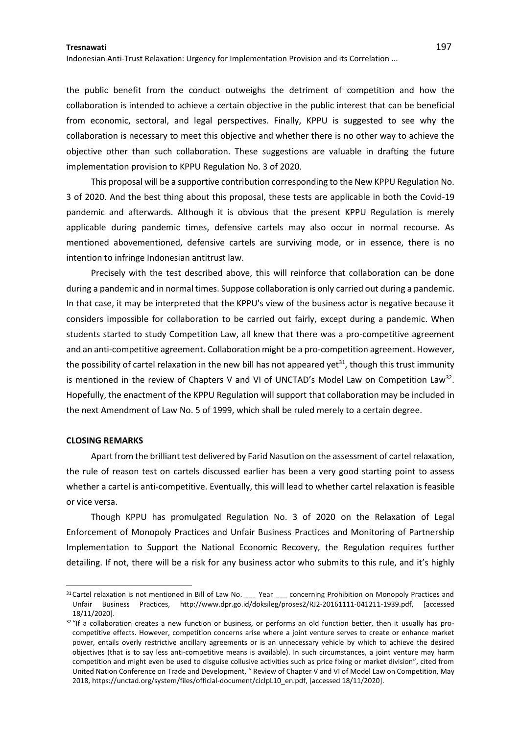the public benefit from the conduct outweighs the detriment of competition and how the collaboration is intended to achieve a certain objective in the public interest that can be beneficial from economic, sectoral, and legal perspectives. Finally, KPPU is suggested to see why the collaboration is necessary to meet this objective and whether there is no other way to achieve the objective other than such collaboration. These suggestions are valuable in drafting the future implementation provision to KPPU Regulation No. 3 of 2020.

This proposal will be a supportive contribution corresponding to the New KPPU Regulation No. 3 of 2020. And the best thing about this proposal, these tests are applicable in both the Covid-19 pandemic and afterwards. Although it is obvious that the present KPPU Regulation is merely applicable during pandemic times, defensive cartels may also occur in normal recourse. As mentioned abovementioned, defensive cartels are surviving mode, or in essence, there is no intention to infringe Indonesian antitrust law.

Precisely with the test described above, this will reinforce that collaboration can be done during a pandemic and in normal times. Suppose collaboration is only carried out during a pandemic. In that case, it may be interpreted that the KPPU's view of the business actor is negative because it considers impossible for collaboration to be carried out fairly, except during a pandemic. When students started to study Competition Law, all knew that there was a pro-competitive agreement and an anti-competitive agreement. Collaboration might be a pro-competition agreement. However, the possibility of cartel relaxation in the new bill has not appeared yet[31], though this trust immunity is mentioned in the review of Chapters V and VI of UNCTAD's Model Law on Competition Law[32]. Hopefully, the enactment of the KPPU Regulation will support that collaboration may be included in the next Amendment of Law No. 5 of 1999, which shall be ruled merely to a certain degree.

## CLOSING REMARKS

Apart from the brilliant test delivered by Farid Nasution on the assessment of cartel relaxation, the rule of reason test on cartels discussed earlier has been a very good starting point to assess whether a cartel is anti-competitive. Eventually, this will lead to whether cartel relaxation is feasible or vice versa.

Though KPPU has promulgated Regulation No. 3 of 2020 on the Relaxation of Legal Enforcement of Monopoly Practices and Unfair Business Practices and Monitoring of Partnership Implementation to Support the National Economic Recovery, the Regulation requires further detailing. If not, there will be a risk for any business actor who submits to this rule, and it's highly

---

[31] Cartel relaxation is not mentioned in Bill of Law No. ___ Year ___ concerning Prohibition on Monopoly Practices and Unfair Business Practices, http://www.dpr.go.id/doksileg/proses2/RJ2-20161111-041211-1939.pdf, [accessed 18/11/2020].

[32] "If a collaboration creates a new function or business, or performs an old function better, then it usually has pro-competitive effects. However, competition concerns arise where a joint venture serves to create or enhance market power, entails overly restrictive ancillary agreements or is an unnecessary vehicle by which to achieve the desired objectives (that is to say less anti-competitive means is available). In such circumstances, a joint venture may harm competition and might even be used to disguise collusive activities such as price fixing or market division", cited from United Nation Conference on Trade and Development, " Review of Chapter V and VI of Model Law on Competition, May 2018, https://unctad.org/system/files/official-document/ciclpL10_en.pdf, [accessed 18/11/2020].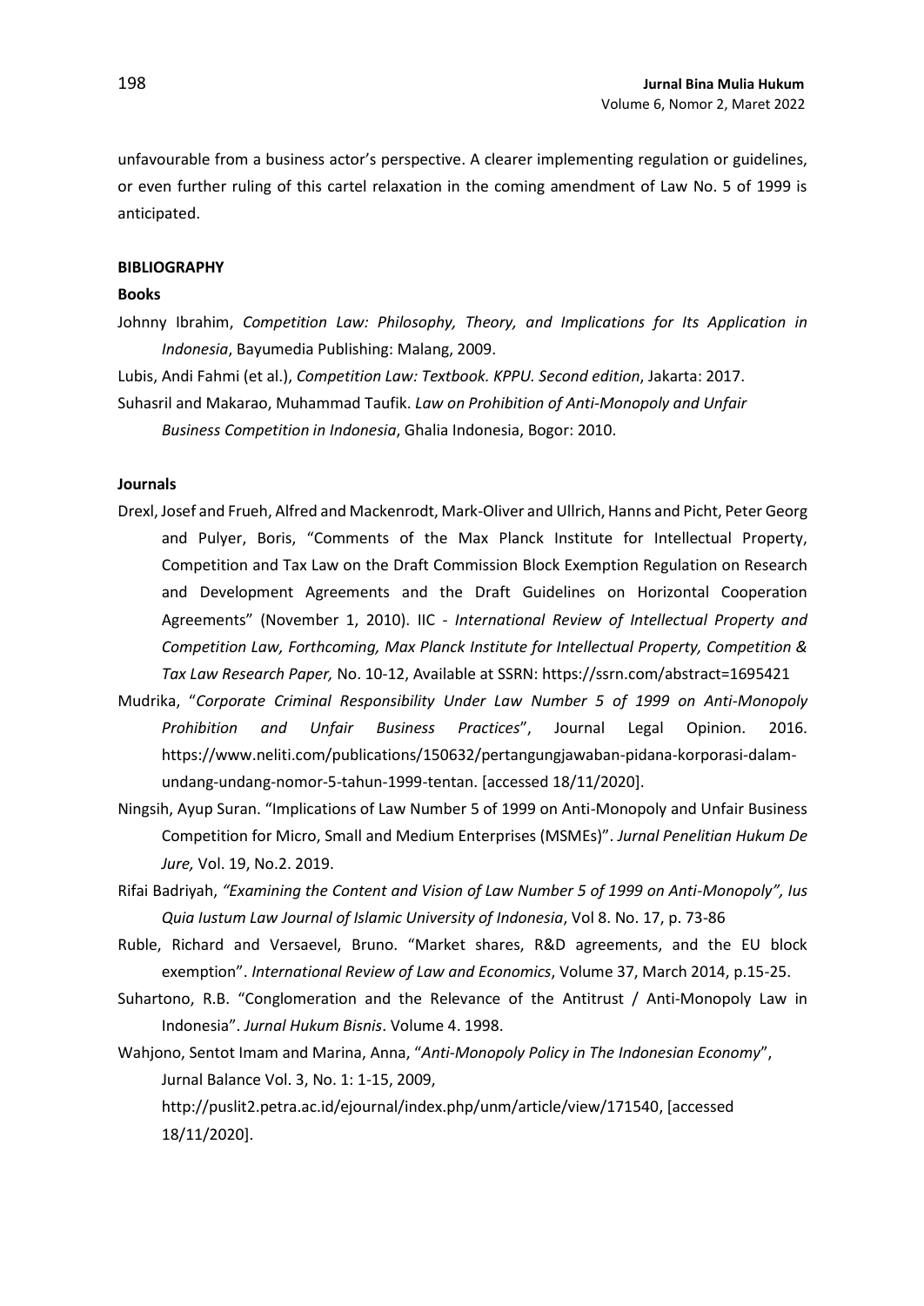unfavourable from a business actor's perspective. A clearer implementing regulation or guidelines, or even further ruling of this cartel relaxation in the coming amendment of Law No. 5 of 1999 is anticipated.

## BIBLIOGRAPHY

### Books

Johnny Ibrahim, *Competition Law: Philosophy, Theory, and Implications for Its Application in Indonesia*, Bayumedia Publishing: Malang, 2009.

Lubis, Andi Fahmi (et al.), *Competition Law: Textbook. KPPU. Second edition*, Jakarta: 2017.

Suhasril and Makarao, Muhammad Taufik. *Law on Prohibition of Anti-Monopoly and Unfair Business Competition in Indonesia*, Ghalia Indonesia, Bogor: 2010.

### Journals

Drexl, Josef and Frueh, Alfred and Mackenrodt, Mark-Oliver and Ullrich, Hanns and Picht, Peter Georg and Pulyer, Boris, "Comments of the Max Planck Institute for Intellectual Property, Competition and Tax Law on the Draft Commission Block Exemption Regulation on Research and Development Agreements and the Draft Guidelines on Horizontal Cooperation Agreements" (November 1, 2010). IIC - *International Review of Intellectual Property and Competition Law, Forthcoming, Max Planck Institute for Intellectual Property, Competition & Tax Law Research Paper,* No. 10-12, Available at SSRN: https://ssrn.com/abstract=1695421

Mudrika, "*Corporate Criminal Responsibility Under Law Number 5 of 1999 on Anti-Monopoly Prohibition and Unfair Business Practices*", Journal Legal Opinion. 2016. https://www.neliti.com/publications/150632/pertangungjawaban-pidana-korporasi-dalam-undang-undang-nomor-5-tahun-1999-tentan. [accessed 18/11/2020].

Ningsih, Ayup Suran. "Implications of Law Number 5 of 1999 on Anti-Monopoly and Unfair Business Competition for Micro, Small and Medium Enterprises (MSMEs)". *Jurnal Penelitian Hukum De Jure,* Vol. 19, No.2. 2019.

Rifai Badriyah, *"Examining the Content and Vision of Law Number 5 of 1999 on Anti-Monopoly", Ius Quia Iustum Law Journal of Islamic University of Indonesia*, Vol 8. No. 17, p. 73-86

Ruble, Richard and Versaevel, Bruno. "Market shares, R&D agreements, and the EU block exemption". *International Review of Law and Economics*, Volume 37, March 2014, p.15-25.

Suhartono, R.B. "Conglomeration and the Relevance of the Antitrust / Anti-Monopoly Law in Indonesia". *Jurnal Hukum Bisnis*. Volume 4. 1998.

Wahjono, Sentot Imam and Marina, Anna, "*Anti-Monopoly Policy in The Indonesian Economy*", Jurnal Balance Vol. 3, No. 1: 1-15, 2009, http://puslit2.petra.ac.id/ejournal/index.php/unm/article/view/171540, [accessed 18/11/2020].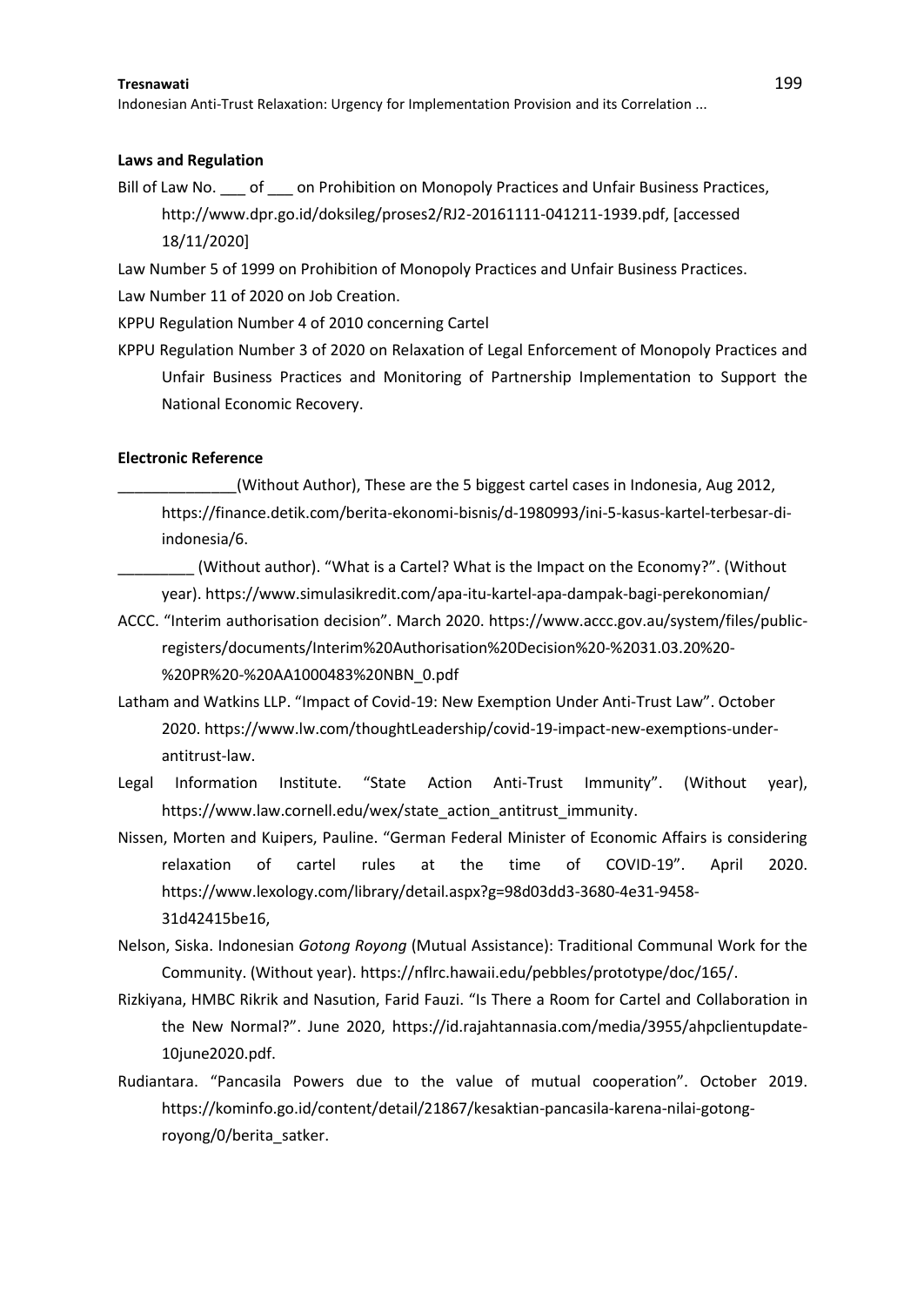**Laws and Regulation**

Bill of Law No. ___ of ___ on Prohibition on Monopoly Practices and Unfair Business Practices, http://www.dpr.go.id/doksileg/proses2/RJ2-20161111-041211-1939.pdf, [accessed 18/11/2020]

Law Number 5 of 1999 on Prohibition of Monopoly Practices and Unfair Business Practices.

Law Number 11 of 2020 on Job Creation.

KPPU Regulation Number 4 of 2010 concerning Cartel

KPPU Regulation Number 3 of 2020 on Relaxation of Legal Enforcement of Monopoly Practices and Unfair Business Practices and Monitoring of Partnership Implementation to Support the National Economic Recovery.

**Electronic Reference**

______________(Without Author), These are the 5 biggest cartel cases in Indonesia, Aug 2012, https://finance.detik.com/berita-ekonomi-bisnis/d-1980993/ini-5-kasus-kartel-terbesar-di-indonesia/6.

_________ (Without author). "What is a Cartel? What is the Impact on the Economy?". (Without year). https://www.simulasikredit.com/apa-itu-kartel-apa-dampak-bagi-perekonomian/

ACCC. "Interim authorisation decision". March 2020. https://www.accc.gov.au/system/files/public-registers/documents/Interim%20Authorisation%20Decision%20-%2031.03.20%20-%20PR%20-%20AA1000483%20NBN_0.pdf

Latham and Watkins LLP. "Impact of Covid-19: New Exemption Under Anti-Trust Law". October 2020. https://www.lw.com/thoughtLeadership/covid-19-impact-new-exemptions-under-antitrust-law.

Legal Information Institute. "State Action Anti-Trust Immunity". (Without year), https://www.law.cornell.edu/wex/state_action_antitrust_immunity.

Nissen, Morten and Kuipers, Pauline. "German Federal Minister of Economic Affairs is considering relaxation of cartel rules at the time of COVID-19". April 2020. https://www.lexology.com/library/detail.aspx?g=98d03dd3-3680-4e31-9458-31d42415be16,

Nelson, Siska. Indonesian *Gotong Royong* (Mutual Assistance): Traditional Communal Work for the Community. (Without year). https://nflrc.hawaii.edu/pebbles/prototype/doc/165/.

Rizkiyana, HMBC Rikrik and Nasution, Farid Fauzi. "Is There a Room for Cartel and Collaboration in the New Normal?". June 2020, https://id.rajahtannasia.com/media/3955/ahpclientupdate-10june2020.pdf.

Rudiantara. "Pancasila Powers due to the value of mutual cooperation". October 2019. https://kominfo.go.id/content/detail/21867/kesaktian-pancasila-karena-nilai-gotong-royong/0/berita_satker.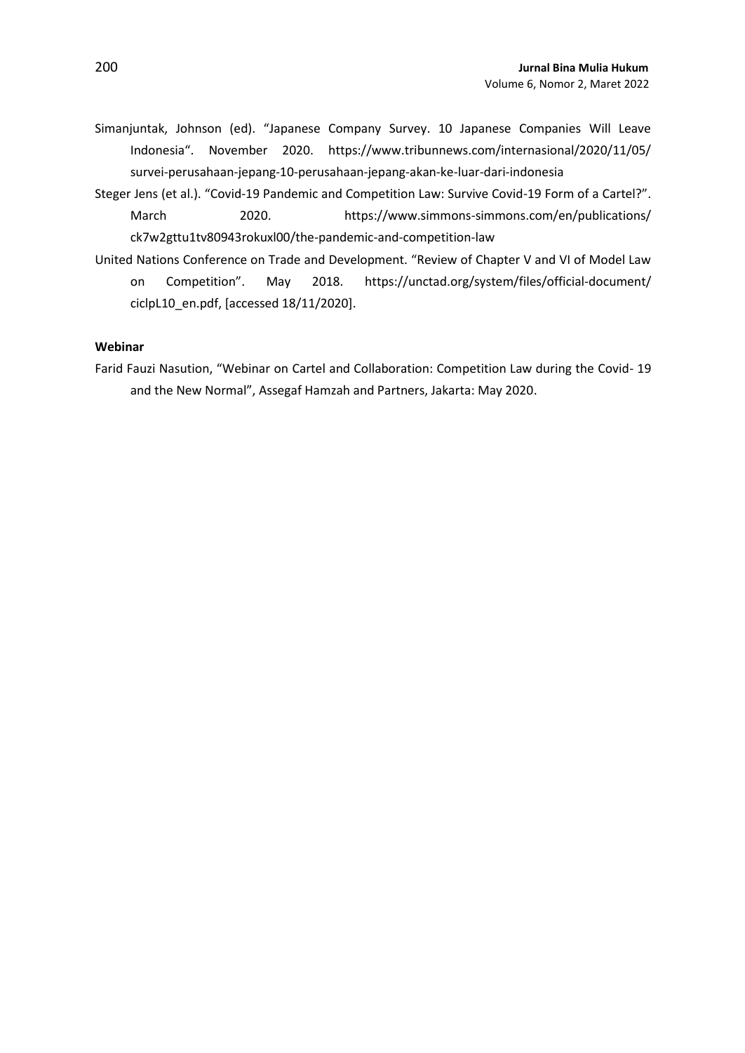Simanjuntak, Johnson (ed). "Japanese Company Survey. 10 Japanese Companies Will Leave Indonesia". November 2020. https://www.tribunnews.com/internasional/2020/11/05/survei-perusahaan-jepang-10-perusahaan-jepang-akan-ke-luar-dari-indonesia

Steger Jens (et al.). "Covid-19 Pandemic and Competition Law: Survive Covid-19 Form of a Cartel?". March 2020. https://www.simmons-simmons.com/en/publications/ck7w2gttu1tv80943rokuxl00/the-pandemic-and-competition-law

United Nations Conference on Trade and Development. "Review of Chapter V and VI of Model Law on Competition". May 2018. https://unctad.org/system/files/official-document/ciclpL10_en.pdf, [accessed 18/11/2020].

**Webinar**

Farid Fauzi Nasution, "Webinar on Cartel and Collaboration: Competition Law during the Covid- 19 and the New Normal", Assegaf Hamzah and Partners, Jakarta: May 2020.